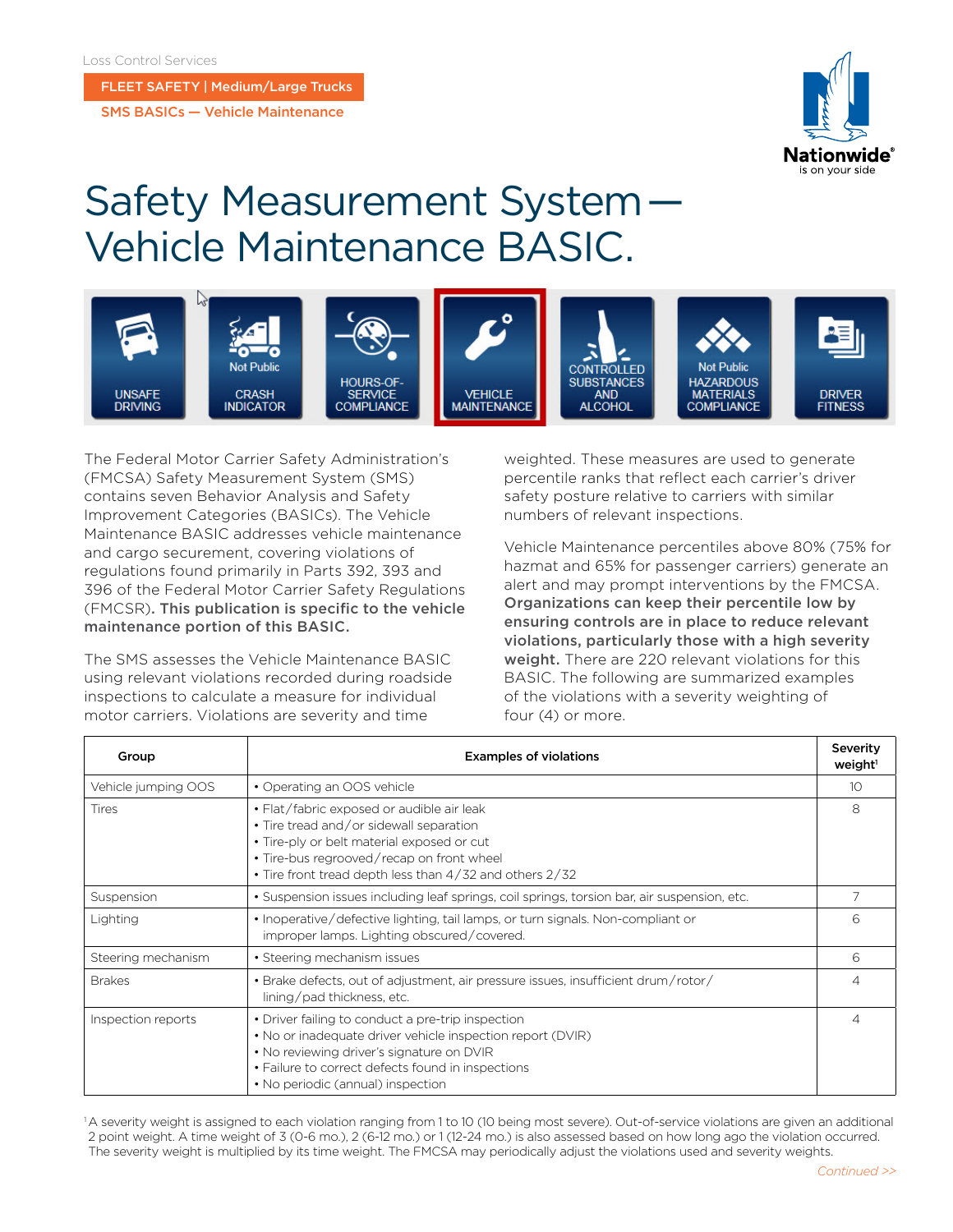Loss Control Services

FLEET SAFETY | Medium/Large Trucks

SMS BASICs — Vehicle Maintenance

# Safety Measurement System — Vehicle Maintenance BASIC.

UNSAFE DRIVING | Not Public CRASH INDICATOR | HOURS-OF-SERVICE COMPLIANCE | VEHICLE MAINTENANCE | CONTROLLED SUBSTANCES AND ALCOHOL | Not Public HAZARDOUS MATERIALS COMPLIANCE | DRIVER FITNESS

The Federal Motor Carrier Safety Administration's (FMCSA) Safety Measurement System (SMS) contains seven Behavior Analysis and Safety Improvement Categories (BASICs). The Vehicle Maintenance BASIC addresses vehicle maintenance and cargo securement, covering violations of regulations found primarily in Parts 392, 393 and 396 of the Federal Motor Carrier Safety Regulations (FMCSR). **This publication is specific to the vehicle maintenance portion of this BASIC.**

The SMS assesses the Vehicle Maintenance BASIC using relevant violations recorded during roadside inspections to calculate a measure for individual motor carriers. Violations are severity and time weighted. These measures are used to generate percentile ranks that reflect each carrier's driver safety posture relative to carriers with similar numbers of relevant inspections.

Vehicle Maintenance percentiles above 80% (75% for hazmat and 65% for passenger carriers) generate an alert and may prompt interventions by the FMCSA. **Organizations can keep their percentile low by ensuring controls are in place to reduce relevant violations, particularly those with a high severity weight.** There are 220 relevant violations for this BASIC. The following are summarized examples of the violations with a severity weighting of four (4) or more.

| Group | Examples of violations | Severity weight[1] |
|---|---|---|
| Vehicle jumping OOS | • Operating an OOS vehicle | 10 |
| Tires | • Flat/fabric exposed or audible air leak<br>• Tire tread and/or sidewall separation<br>• Tire-ply or belt material exposed or cut<br>• Tire-bus regroove/recap on front wheel<br>• Tire front tread depth less than 4/32 and others 2/32 | 8 |
| Suspension | • Suspension issues including leaf springs, coil springs, torsion bar, air suspension, etc. | 7 |
| Lighting | • Inoperative/defective lighting, tail lamps, or turn signals. Non-compliant or improper lamps. Lighting obscured/covered. | 6 |
| Steering mechanism | • Steering mechanism issues | 6 |
| Brakes | • Brake defects, out of adjustment, air pressure issues, insufficient drum/rotor/lining/pad thickness, etc. | 4 |
| Inspection reports | • Driver failing to conduct a pre-trip inspection<br>• No or inadequate driver vehicle inspection report (DVIR)<br>• No reviewing driver's signature on DVIR<br>• Failure to correct defects found in inspections<br>• No periodic (annual) inspection | 4 |

[1] A severity weight is assigned to each violation ranging from 1 to 10 (10 being most severe). Out-of-service violations are given an additional 2 point weight. A time weight of 3 (0-6 mo.), 2 (6-12 mo.) or 1 (12-24 mo.) is also assessed based on how long ago the violation occurred. The severity weight is multiplied by its time weight. The FMCSA may periodically adjust the violations used and severity weights.

*Continued >>*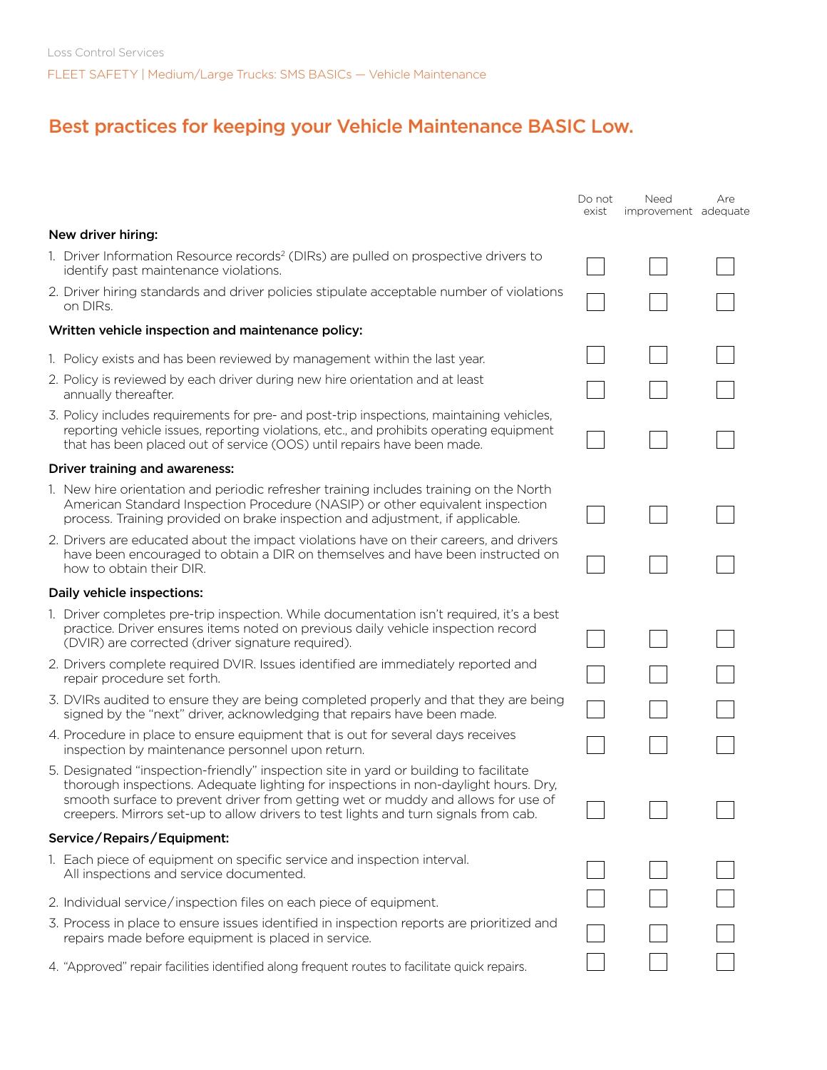FLEET SAFETY | Medium/Large Trucks: SMS BASICs — Vehicle Maintenance

# Best practices for keeping your Vehicle Maintenance BASIC Low.

| | Do not exist | Need improvement | Are adequate |
|---|---|---|---|
| **New driver hiring:** | | | |
| 1. Driver Information Resource records[2] (DIRs) are pulled on prospective drivers to identify past maintenance violations. | ☐ | ☐ | ☐ |
| 2. Driver hiring standards and driver policies stipulate acceptable number of violations on DIRs. | ☐ | ☐ | ☐ |
| **Written vehicle inspection and maintenance policy:** | | | |
| 1. Policy exists and has been reviewed by management within the last year. | ☐ | ☐ | ☐ |
| 2. Policy is reviewed by each driver during new hire orientation and at least annually thereafter. | ☐ | ☐ | ☐ |
| 3. Policy includes requirements for pre- and post-trip inspections, maintaining vehicles, reporting vehicle issues, reporting violations, etc., and prohibits operating equipment that has been placed out of service (OOS) until repairs have been made. | ☐ | ☐ | ☐ |
| **Driver training and awareness:** | | | |
| 1. New hire orientation and periodic refresher training includes training on the North American Standard Inspection Procedure (NASIP) or other equivalent inspection process. Training provided on brake inspection and adjustment, if applicable. | ☐ | ☐ | ☐ |
| 2. Drivers are educated about the impact violations have on their careers, and drivers have been encouraged to obtain a DIR on themselves and have been instructed on how to obtain their DIR. | ☐ | ☐ | ☐ |
| **Daily vehicle inspections:** | | | |
| 1. Driver completes pre-trip inspection. While documentation isn't required, it's a best practice. Driver ensures items noted on previous daily vehicle inspection record (DVIR) are corrected (driver signature required). | ☐ | ☐ | ☐ |
| 2. Drivers complete required DVIR. Issues identified are immediately reported and repair procedure set forth. | ☐ | ☐ | ☐ |
| 3. DVIRs audited to ensure they are being completed properly and that they are being signed by the "next" driver, acknowledging that repairs have been made. | ☐ | ☐ | ☐ |
| 4. Procedure in place to ensure equipment that is out for several days receives inspection by maintenance personnel upon return. | ☐ | ☐ | ☐ |
| 5. Designated "inspection-friendly" inspection site in yard or building to facilitate thorough inspections. Adequate lighting for inspections in non-daylight hours. Dry, smooth surface to prevent driver from getting wet or muddy and allows for use of creepers. Mirrors set-up to allow drivers to test lights and turn signals from cab. | ☐ | ☐ | ☐ |
| **Service/Repairs/Equipment:** | | | |
| 1. Each piece of equipment on specific service and inspection interval. All inspections and service documented. | ☐ | ☐ | ☐ |
| 2. Individual service/inspection files on each piece of equipment. | ☐ | ☐ | ☐ |
| 3. Process in place to ensure issues identified in inspection reports are prioritized and repairs made before equipment is placed in service. | ☐ | ☐ | ☐ |
| 4. "Approved" repair facilities identified along frequent routes to facilitate quick repairs. | ☐ | ☐ | ☐ |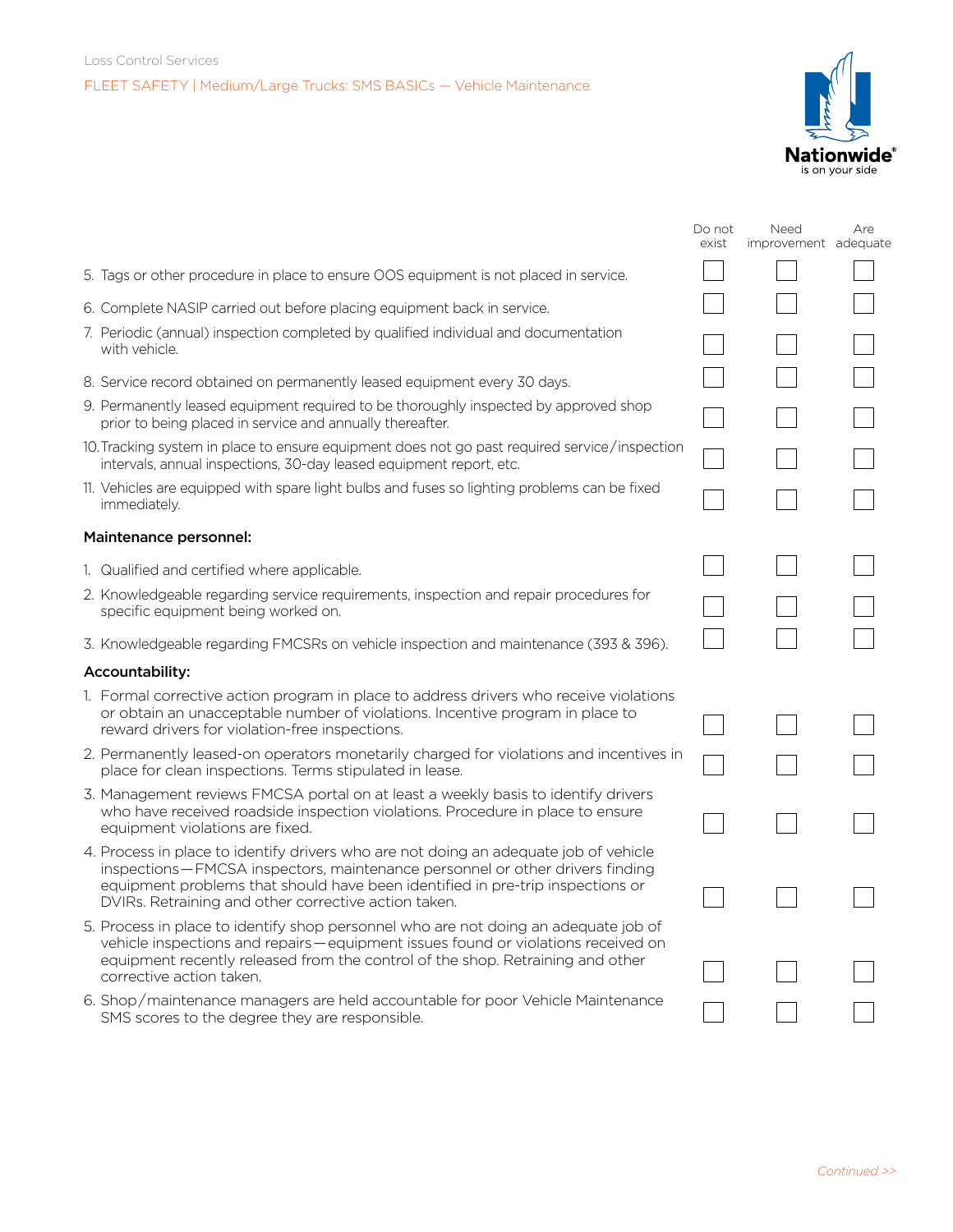| | Do not exist | Need improvement | Are adequate |
|---|---|---|---|
| 5. Tags or other procedure in place to ensure OOS equipment is not placed in service. | ☐ | ☐ | ☐ |
| 6. Complete NASIP carried out before placing equipment back in service. | ☐ | ☐ | ☐ |
| 7. Periodic (annual) inspection completed by qualified individual and documentation with vehicle. | ☐ | ☐ | ☐ |
| 8. Service record obtained on permanently leased equipment every 30 days. | ☐ | ☐ | ☐ |
| 9. Permanently leased equipment required to be thoroughly inspected by approved shop prior to being placed in service and annually thereafter. | ☐ | ☐ | ☐ |
| 10. Tracking system in place to ensure equipment does not go past required service/inspection intervals, annual inspections, 30-day leased equipment report, etc. | ☐ | ☐ | ☐ |
| 11. Vehicles are equipped with spare light bulbs and fuses so lighting problems can be fixed immediately. | ☐ | ☐ | ☐ |
| **Maintenance personnel:** | | | |
| 1. Qualified and certified where applicable. | ☐ | ☐ | ☐ |
| 2. Knowledgeable regarding service requirements, inspection and repair procedures for specific equipment being worked on. | ☐ | ☐ | ☐ |
| 3. Knowledgeable regarding FMCSRs on vehicle inspection and maintenance (393 & 396). | ☐ | ☐ | ☐ |
| **Accountability:** | | | |
| 1. Formal corrective action program in place to address drivers who receive violations or obtain an unacceptable number of violations. Incentive program in place to reward drivers for violation-free inspections. | ☐ | ☐ | ☐ |
| 2. Permanently leased-on operators monetarily charged for violations and incentives in place for clean inspections. Terms stipulated in lease. | ☐ | ☐ | ☐ |
| 3. Management reviews FMCSA portal on at least a weekly basis to identify drivers who have received roadside inspection violations. Procedure in place to ensure equipment violations are fixed. | ☐ | ☐ | ☐ |
| 4. Process in place to identify drivers who are not doing an adequate job of vehicle inspections—FMCSA inspectors, maintenance personnel or other drivers finding equipment problems that should have been identified in pre-trip inspections or DVIRs. Retraining and other corrective action taken. | ☐ | ☐ | ☐ |
| 5. Process in place to identify shop personnel who are not doing an adequate job of vehicle inspections and repairs—equipment issues found or violations received on equipment recently released from the control of the shop. Retraining and other corrective action taken. | ☐ | ☐ | ☐ |
| 6. Shop/maintenance managers are held accountable for poor Vehicle Maintenance SMS scores to the degree they are responsible. | ☐ | ☐ | ☐ |

*Continued >>*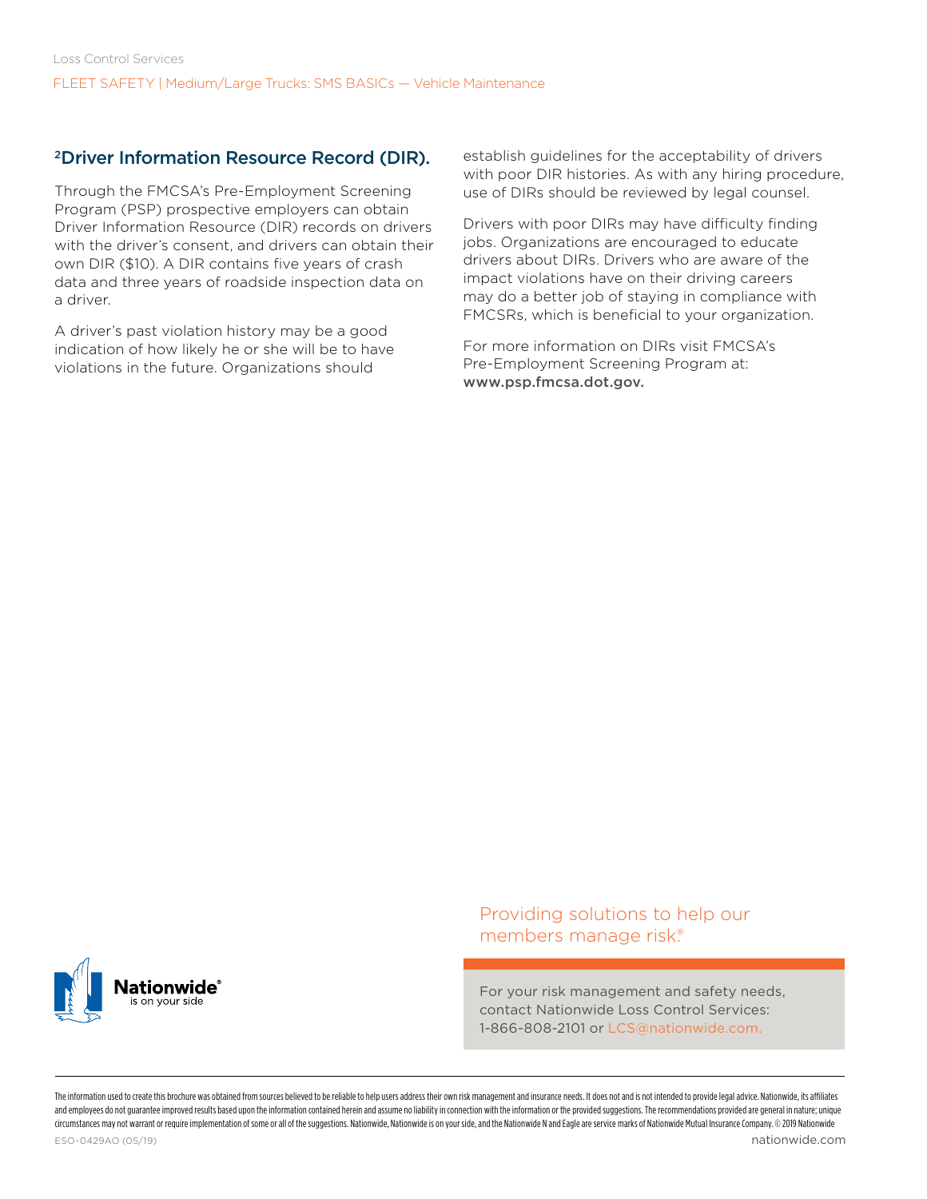## [2]Driver Information Resource Record (DIR).

Through the FMCSA's Pre-Employment Screening Program (PSP) prospective employers can obtain Driver Information Resource (DIR) records on drivers with the driver's consent, and drivers can obtain their own DIR ($10). A DIR contains five years of crash data and three years of roadside inspection data on a driver.

A driver's past violation history may be a good indication of how likely he or she will be to have violations in the future. Organizations should establish guidelines for the acceptability of drivers with poor DIR histories. As with any hiring procedure, use of DIRs should be reviewed by legal counsel.

Drivers with poor DIRs may have difficulty finding jobs. Organizations are encouraged to educate drivers about DIRs. Drivers who are aware of the impact violations have on their driving careers may do a better job of staying in compliance with FMCSRs, which is beneficial to your organization.

For more information on DIRs visit FMCSA's Pre-Employment Screening Program at: **www.psp.fmcsa.dot.gov.**

Providing solutions to help our members manage risk.®

For your risk management and safety needs, contact Nationwide Loss Control Services: 1-866-808-2101 or LCS@nationwide.com.

Nationwide® is on your side

The information used to create this brochure was obtained from sources believed to be reliable to help users address their own risk management and insurance needs. It does not and is not intended to provide legal advice. Nationwide, its affiliates and employees do not guarantee improved results based upon the information contained herein and assume no liability in connection with the information or the provided suggestions. The recommendations provided are general in nature; unique circumstances may not warrant or require implementation of some or all of the suggestions. Nationwide, Nationwide is on your side, and the Nationwide N and Eagle are service marks of Nationwide Mutual Insurance Company. © 2019 Nationwide

ESO-0429AO (05/19)

nationwide.com